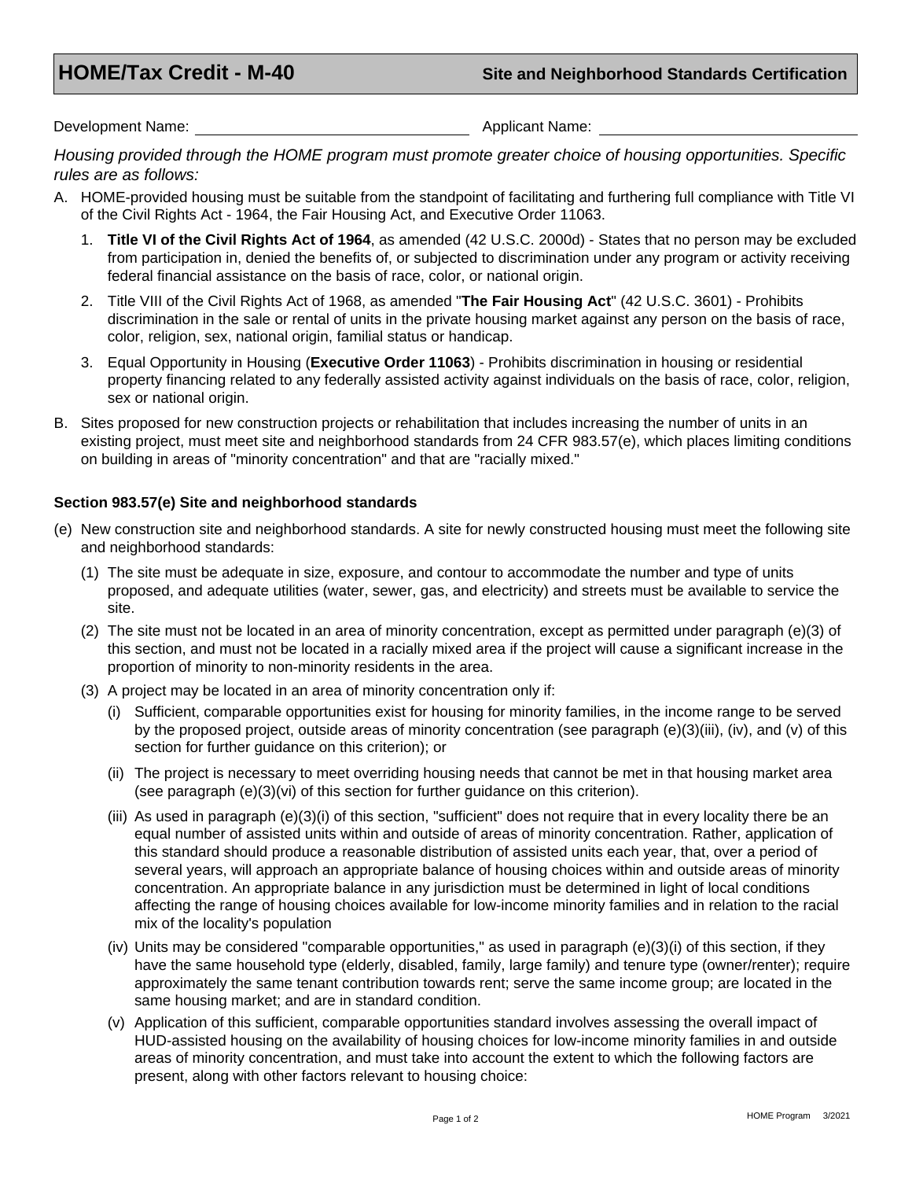# HOME/Tax Credit - M-40

## Site and Neighborhood Standards Certification

Development Name: ______________________________ Applicant Name: ______________________________

*Housing provided through the HOME program must promote greater choice of housing opportunities. Specific rules are as follows:*

A. HOME-provided housing must be suitable from the standpoint of facilitating and furthering full compliance with Title VI of the Civil Rights Act - 1964, the Fair Housing Act, and Executive Order 11063.

   1. **Title VI of the Civil Rights Act of 1964**, as amended (42 U.S.C. 2000d) - States that no person may be excluded from participation in, denied the benefits of, or subjected to discrimination under any program or activity receiving federal financial assistance on the basis of race, color, or national origin.

   2. Title VIII of the Civil Rights Act of 1968, as amended "**The Fair Housing Act**" (42 U.S.C. 3601) - Prohibits discrimination in the sale or rental of units in the private housing market against any person on the basis of race, color, religion, sex, national origin, familial status or handicap.

   3. Equal Opportunity in Housing (**Executive Order 11063**) - Prohibits discrimination in housing or residential property financing related to any federally assisted activity against individuals on the basis of race, color, religion, sex or national origin.

B. Sites proposed for new construction projects or rehabilitation that includes increasing the number of units in an existing project, must meet site and neighborhood standards from 24 CFR 983.57(e), which places limiting conditions on building in areas of "minority concentration" and that are "racially mixed."

### Section 983.57(e) Site and neighborhood standards

(e) New construction site and neighborhood standards. A site for newly constructed housing must meet the following site and neighborhood standards:

   (1) The site must be adequate in size, exposure, and contour to accommodate the number and type of units proposed, and adequate utilities (water, sewer, gas, and electricity) and streets must be available to service the site.

   (2) The site must not be located in an area of minority concentration, except as permitted under paragraph (e)(3) of this section, and must not be located in a racially mixed area if the project will cause a significant increase in the proportion of minority to non-minority residents in the area.

   (3) A project may be located in an area of minority concentration only if:

      (i) Sufficient, comparable opportunities exist for housing for minority families, in the income range to be served by the proposed project, outside areas of minority concentration (see paragraph (e)(3)(iii), (iv), and (v) of this section for further guidance on this criterion); or

      (ii) The project is necessary to meet overriding housing needs that cannot be met in that housing market area (see paragraph (e)(3)(vi) of this section for further guidance on this criterion).

      (iii) As used in paragraph (e)(3)(i) of this section, "sufficient" does not require that in every locality there be an equal number of assisted units within and outside of areas of minority concentration. Rather, application of this standard should produce a reasonable distribution of assisted units each year, that, over a period of several years, will approach an appropriate balance of housing choices within and outside areas of minority concentration. An appropriate balance in any jurisdiction must be determined in light of local conditions affecting the range of housing choices available for low-income minority families and in relation to the racial mix of the locality's population

      (iv) Units may be considered "comparable opportunities," as used in paragraph (e)(3)(i) of this section, if they have the same household type (elderly, disabled, family, large family) and tenure type (owner/renter); require approximately the same tenant contribution towards rent; serve the same income group; are located in the same housing market; and are in standard condition.

      (v) Application of this sufficient, comparable opportunities standard involves assessing the overall impact of HUD-assisted housing on the availability of housing choices for low-income minority families in and outside areas of minority concentration, and must take into account the extent to which the following factors are present, along with other factors relevant to housing choice: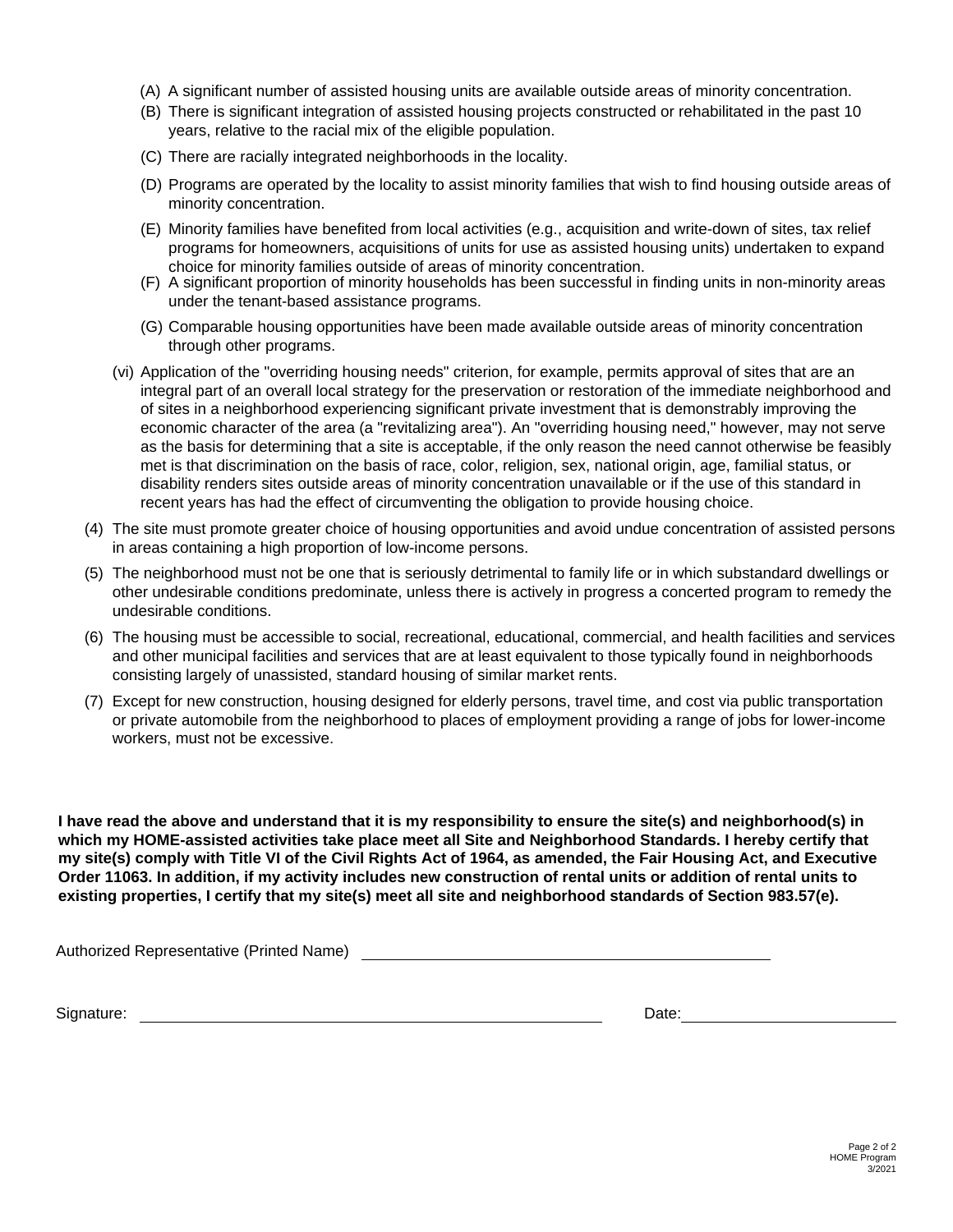(A) A significant number of assisted housing units are available outside areas of minority concentration.

(B) There is significant integration of assisted housing projects constructed or rehabilitated in the past 10 years, relative to the racial mix of the eligible population.

(C) There are racially integrated neighborhoods in the locality.

(D) Programs are operated by the locality to assist minority families that wish to find housing outside areas of minority concentration.

(E) Minority families have benefited from local activities (e.g., acquisition and write-down of sites, tax relief programs for homeowners, acquisitions of units for use as assisted housing units) undertaken to expand choice for minority families outside of areas of minority concentration.

(F) A significant proportion of minority households has been successful in finding units in non-minority areas under the tenant-based assistance programs.

(G) Comparable housing opportunities have been made available outside areas of minority concentration through other programs.

(vi) Application of the "overriding housing needs" criterion, for example, permits approval of sites that are an integral part of an overall local strategy for the preservation or restoration of the immediate neighborhood and of sites in a neighborhood experiencing significant private investment that is demonstrably improving the economic character of the area (a "revitalizing area"). An "overriding housing need," however, may not serve as the basis for determining that a site is acceptable, if the only reason the need cannot otherwise be feasibly met is that discrimination on the basis of race, color, religion, sex, national origin, age, familial status, or disability renders sites outside areas of minority concentration unavailable or if the use of this standard in recent years has had the effect of circumventing the obligation to provide housing choice.

(4) The site must promote greater choice of housing opportunities and avoid undue concentration of assisted persons in areas containing a high proportion of low-income persons.

(5) The neighborhood must not be one that is seriously detrimental to family life or in which substandard dwellings or other undesirable conditions predominate, unless there is actively in progress a concerted program to remedy the undesirable conditions.

(6) The housing must be accessible to social, recreational, educational, commercial, and health facilities and services and other municipal facilities and services that are at least equivalent to those typically found in neighborhoods consisting largely of unassisted, standard housing of similar market rents.

(7) Except for new construction, housing designed for elderly persons, travel time, and cost via public transportation or private automobile from the neighborhood to places of employment providing a range of jobs for lower-income workers, must not be excessive.

**I have read the above and understand that it is my responsibility to ensure the site(s) and neighborhood(s) in which my HOME-assisted activities take place meet all Site and Neighborhood Standards. I hereby certify that my site(s) comply with Title VI of the Civil Rights Act of 1964, as amended, the Fair Housing Act, and Executive Order 11063. In addition, if my activity includes new construction of rental units or addition of rental units to existing properties, I certify that my site(s) meet all site and neighborhood standards of Section 983.57(e).**

Authorized Representative (Printed Name) ______________________________

Signature: ______________________________ Date: ______________